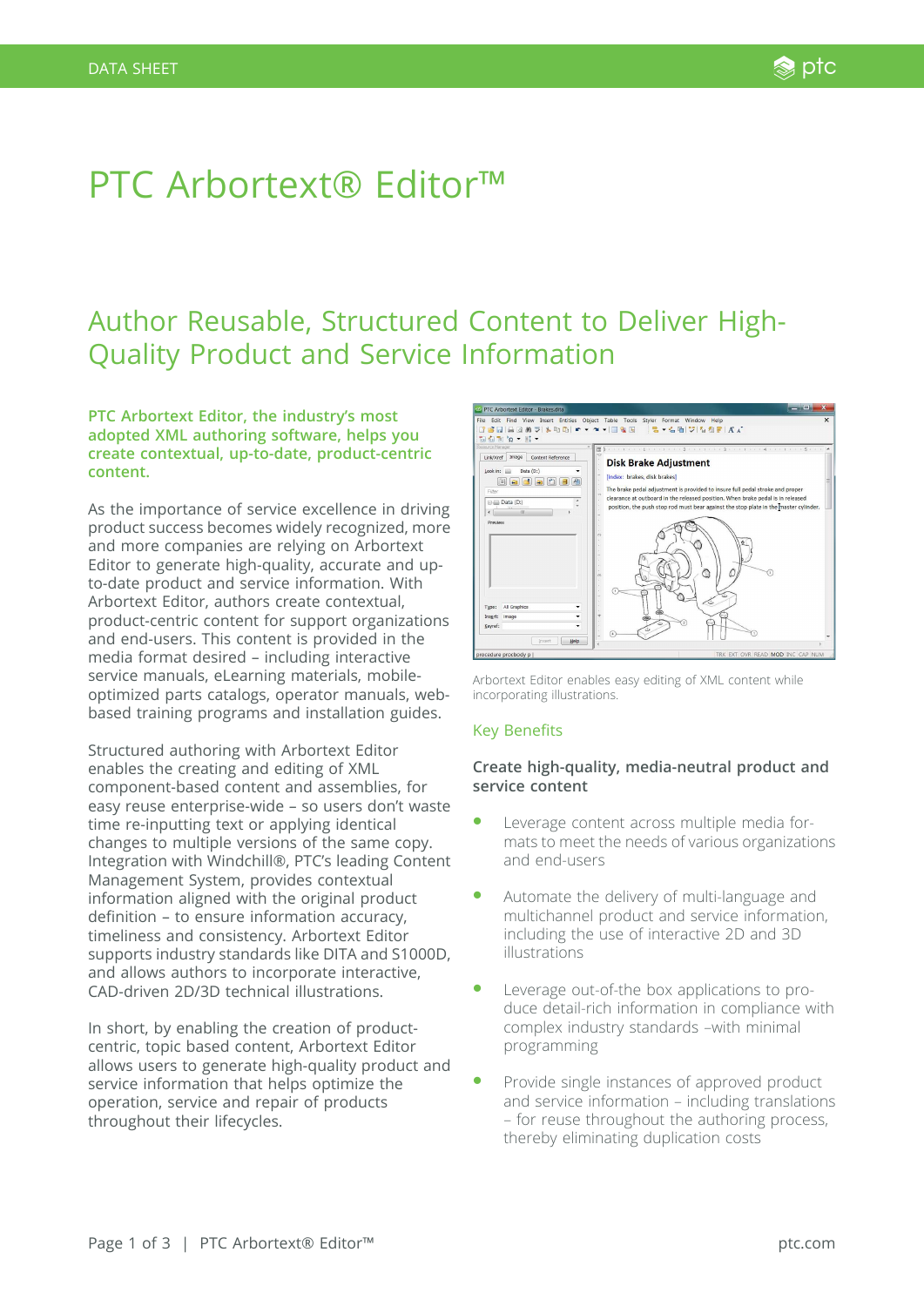# PTC Arbortext® Editor™

## Author Reusable, Structured Content to Deliver High-Quality Product and Service Information

**PTC Arbortext Editor, the industry's most adopted XML authoring software, helps you create contextual, up-to-date, product-centric content.**

As the importance of service excellence in driving product success becomes widely recognized, more and more companies are relying on Arbortext Editor to generate high-quality, accurate and up-to-date product and service information. With Arbortext Editor, authors create contextual, product-centric content for support organizations and end-users. This content is provided in the media format desired – including interactive service manuals, eLearning materials, mobile-optimized parts catalogs, operator manuals, web-based training programs and installation guides.

Structured authoring with Arbortext Editor enables the creating and editing of XML component-based content and assemblies, for easy reuse enterprise-wide – so users don't waste time re-inputting text or applying identical changes to multiple versions of the same copy. Integration with Windchill®, PTC's leading Content Management System, provides contextual information aligned with the original product definition – to ensure information accuracy, timeliness and consistency. Arbortext Editor supports industry standards like DITA and S1000D, and allows authors to incorporate interactive, CAD-driven 2D/3D technical illustrations.

In short, by enabling the creation of product-centric, topic based content, Arbortext Editor allows users to generate high-quality product and service information that helps optimize the operation, service and repair of products throughout their lifecycles.

Arbortext Editor enables easy editing of XML content while incorporating illustrations.

### Key Benefits

**Create high-quality, media-neutral product and service content**

- Leverage content across multiple media formats to meet the needs of various organizations and end-users
- Automate the delivery of multi-language and multichannel product and service information, including the use of interactive 2D and 3D illustrations
- Leverage out-of-the box applications to produce detail-rich information in compliance with complex industry standards –with minimal programming
- Provide single instances of approved product and service information – including translations – for reuse throughout the authoring process, thereby eliminating duplication costs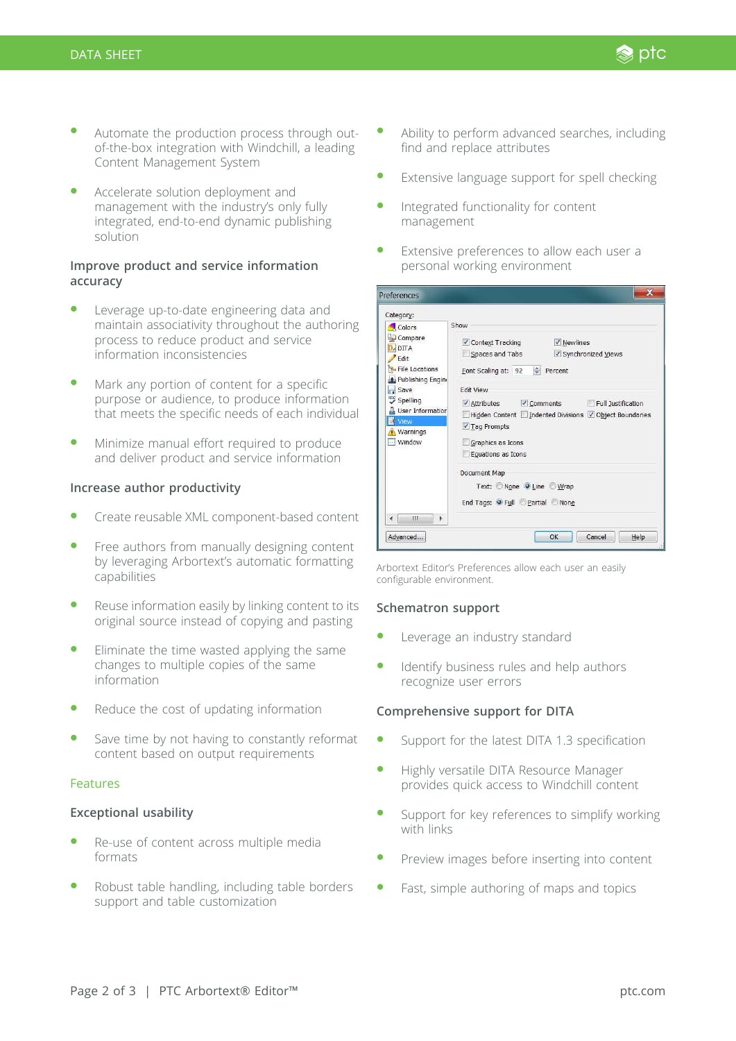- Automate the production process through out-of-the-box integration with Windchill, a leading Content Management System
- Accelerate solution deployment and management with the industry's only fully integrated, end-to-end dynamic publishing solution

### Improve product and service information accuracy

- Leverage up-to-date engineering data and maintain associativity throughout the authoring process to reduce product and service information inconsistencies
- Mark any portion of content for a specific purpose or audience, to produce information that meets the specific needs of each individual
- Minimize manual effort required to produce and deliver product and service information

### Increase author productivity

- Create reusable XML component-based content
- Free authors from manually designing content by leveraging Arbortext's automatic formatting capabilities
- Reuse information easily by linking content to its original source instead of copying and pasting
- Eliminate the time wasted applying the same changes to multiple copies of the same information
- Reduce the cost of updating information
- Save time by not having to constantly reformat content based on output requirements

## Features

### Exceptional usability

- Re-use of content across multiple media formats
- Robust table handling, including table borders support and table customization
- Ability to perform advanced searches, including find and replace attributes
- Extensive language support for spell checking
- Integrated functionality for content management
- Extensive preferences to allow each user a personal working environment

Arbortext Editor's Preferences allow each user an easily configurable environment.

### Schematron support

- Leverage an industry standard
- Identify business rules and help authors recognize user errors

### Comprehensive support for DITA

- Support for the latest DITA 1.3 specification
- Highly versatile DITA Resource Manager provides quick access to Windchill content
- Support for key references to simplify working with links
- Preview images before inserting into content
- Fast, simple authoring of maps and topics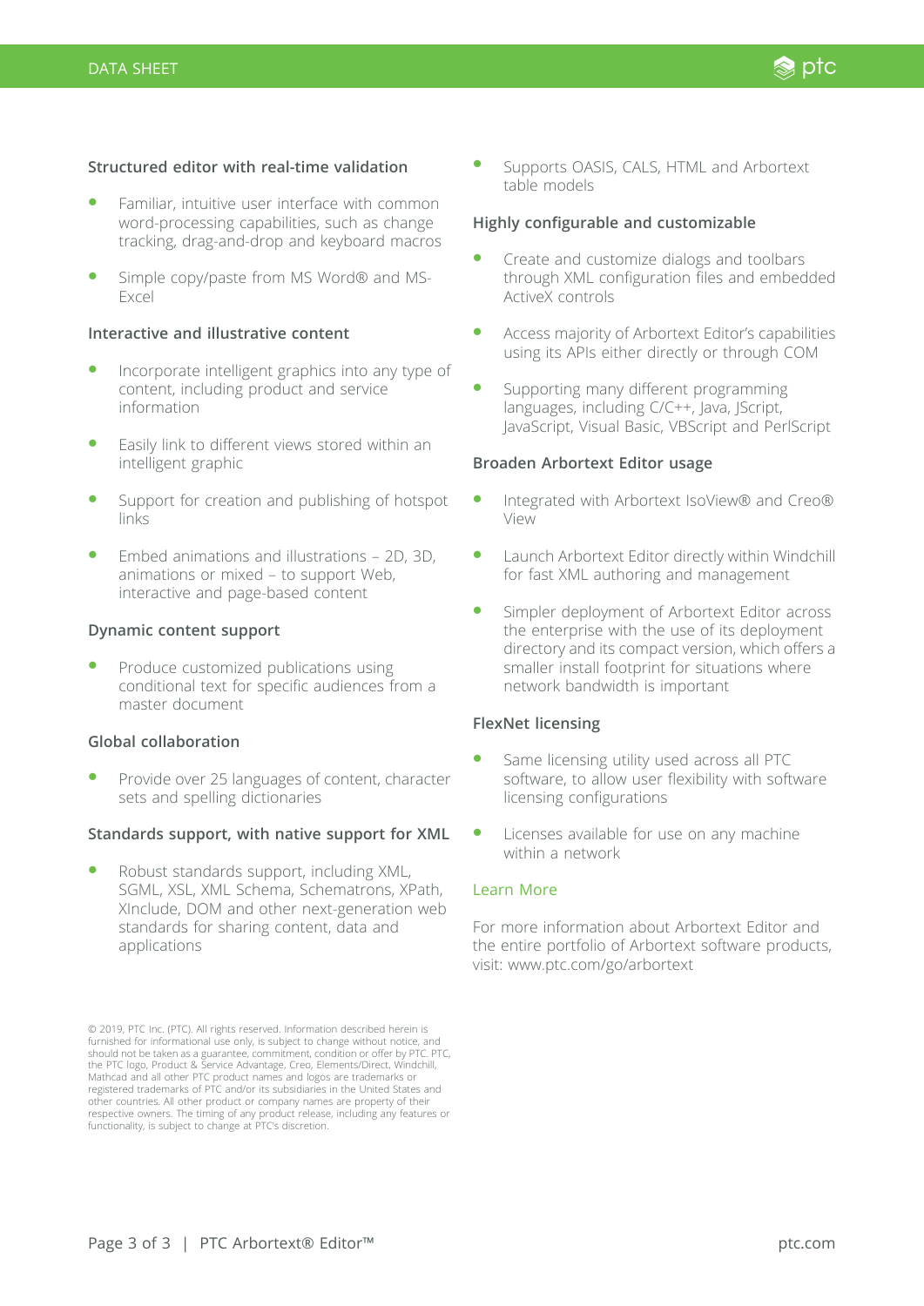### Structured editor with real-time validation

- Familiar, intuitive user interface with common word-processing capabilities, such as change tracking, drag-and-drop and keyboard macros
- Simple copy/paste from MS Word® and MS-Excel

### Interactive and illustrative content

- Incorporate intelligent graphics into any type of content, including product and service information
- Easily link to different views stored within an intelligent graphic
- Support for creation and publishing of hotspot links
- Embed animations and illustrations – 2D, 3D, animations or mixed – to support Web, interactive and page-based content

### Dynamic content support

- Produce customized publications using conditional text for specific audiences from a master document

### Global collaboration

- Provide over 25 languages of content, character sets and spelling dictionaries

### Standards support, with native support for XML

- Robust standards support, including XML, SGML, XSL, XML Schema, Schematrons, XPath, XInclude, DOM and other next-generation web standards for sharing content, data and applications
- Supports OASIS, CALS, HTML and Arbortext table models

### Highly configurable and customizable

- Create and customize dialogs and toolbars through XML configuration files and embedded ActiveX controls
- Access majority of Arbortext Editor's capabilities using its APIs either directly or through COM
- Supporting many different programming languages, including C/C++, Java, JScript, JavaScript, Visual Basic, VBScript and PerlScript

### Broaden Arbortext Editor usage

- Integrated with Arbortext IsoView® and Creo® View
- Launch Arbortext Editor directly within Windchill for fast XML authoring and management
- Simpler deployment of Arbortext Editor across the enterprise with the use of its deployment directory and its compact version, which offers a smaller install footprint for situations where network bandwidth is important

### FlexNet licensing

- Same licensing utility used across all PTC software, to allow user flexibility with software licensing configurations
- Licenses available for use on any machine within a network

## Learn More

For more information about Arbortext Editor and the entire portfolio of Arbortext software products, visit: www.ptc.com/go/arbortext

© 2019, PTC Inc. (PTC). All rights reserved. Information described herein is furnished for informational use only, is subject to change without notice, and should not be taken as a guarantee, commitment, condition or offer by PTC. PTC, the PTC logo, Product & Service Advantage, Creo, Elements/Direct, Windchill, Mathcad and all other PTC product names and logos are trademarks or registered trademarks of PTC and/or its subsidiaries in the United States and other countries. All other product or company names are property of their respective owners. The timing of any product release, including any features or functionality, is subject to change at PTC's discretion.